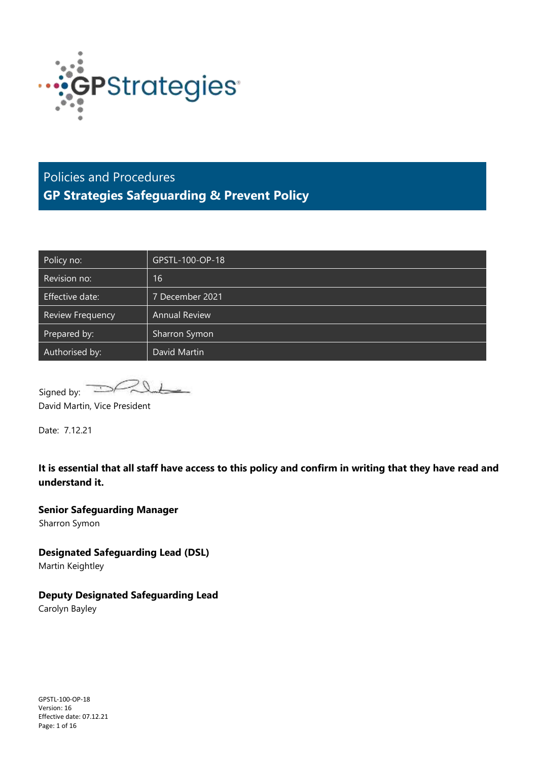Policies and Procedures

# GP Strategies Safeguarding & Prevent Policy

| Policy no: | GPSTL-100-OP-18 |
|---|---|
| Revision no: | 16 |
| Effective date: | 7 December 2021 |
| Review Frequency | Annual Review |
| Prepared by: | Sharron Symon |
| Authorised by: | David Martin |

Signed by:

David Martin, Vice President

Date: 7.12.21

**It is essential that all staff have access to this policy and confirm in writing that they have read and understand it.**

**Senior Safeguarding Manager**
Sharron Symon

**Designated Safeguarding Lead (DSL)**
Martin Keightley

**Deputy Designated Safeguarding Lead**
Carolyn Bayley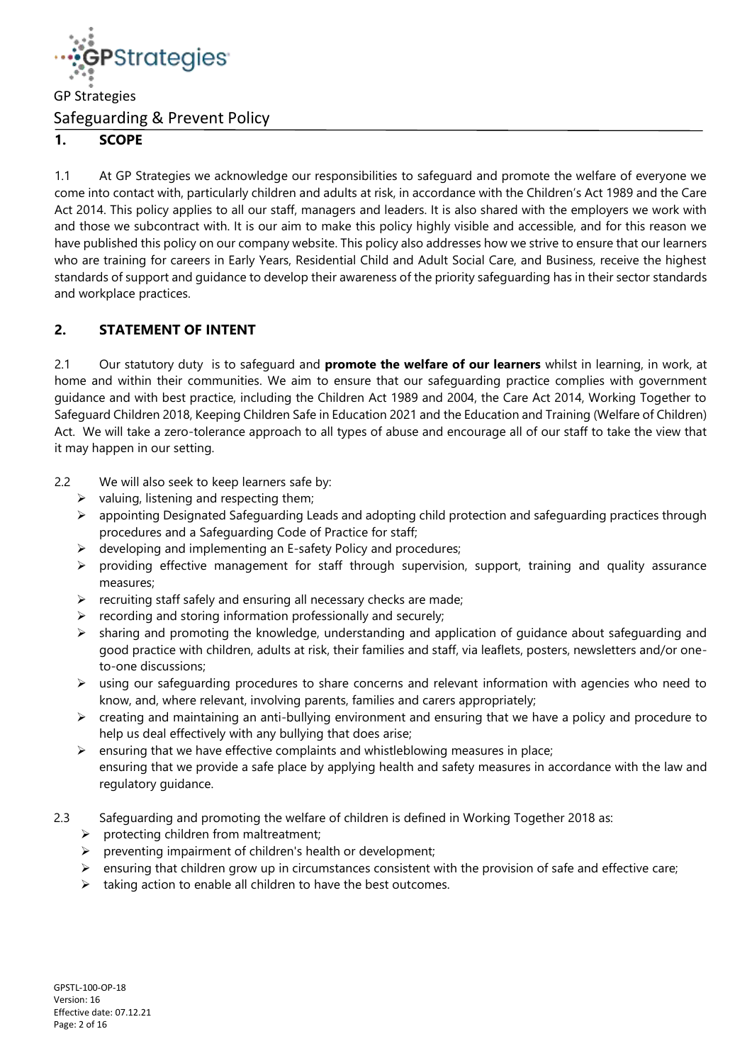GP Strategies

Safeguarding & Prevent Policy

## 1. SCOPE

1.1 At GP Strategies we acknowledge our responsibilities to safeguard and promote the welfare of everyone we come into contact with, particularly children and adults at risk, in accordance with the Children's Act 1989 and the Care Act 2014. This policy applies to all our staff, managers and leaders. It is also shared with the employers we work with and those we subcontract with. It is our aim to make this policy highly visible and accessible, and for this reason we have published this policy on our company website. This policy also addresses how we strive to ensure that our learners who are training for careers in Early Years, Residential Child and Adult Social Care, and Business, receive the highest standards of support and guidance to develop their awareness of the priority safeguarding has in their sector standards and workplace practices.

## 2. STATEMENT OF INTENT

2.1 Our statutory duty is to safeguard and **promote the welfare of our learners** whilst in learning, in work, at home and within their communities. We aim to ensure that our safeguarding practice complies with government guidance and with best practice, including the Children Act 1989 and 2004, the Care Act 2014, Working Together to Safeguard Children 2018, Keeping Children Safe in Education 2021 and the Education and Training (Welfare of Children) Act. We will take a zero-tolerance approach to all types of abuse and encourage all of our staff to take the view that it may happen in our setting.

2.2 We will also seek to keep learners safe by:

- valuing, listening and respecting them;
- appointing Designated Safeguarding Leads and adopting child protection and safeguarding practices through procedures and a Safeguarding Code of Practice for staff;
- developing and implementing an E-safety Policy and procedures;
- providing effective management for staff through supervision, support, training and quality assurance measures;
- recruiting staff safely and ensuring all necessary checks are made;
- recording and storing information professionally and securely;
- sharing and promoting the knowledge, understanding and application of guidance about safeguarding and good practice with children, adults at risk, their families and staff, via leaflets, posters, newsletters and/or one-to-one discussions;
- using our safeguarding procedures to share concerns and relevant information with agencies who need to know, and, where relevant, involving parents, families and carers appropriately;
- creating and maintaining an anti-bullying environment and ensuring that we have a policy and procedure to help us deal effectively with any bullying that does arise;
- ensuring that we have effective complaints and whistleblowing measures in place;
  ensuring that we provide a safe place by applying health and safety measures in accordance with the law and regulatory guidance.

2.3 Safeguarding and promoting the welfare of children is defined in Working Together 2018 as:

- protecting children from maltreatment;
- preventing impairment of children's health or development;
- ensuring that children grow up in circumstances consistent with the provision of safe and effective care;
- taking action to enable all children to have the best outcomes.

GPSTL-100-OP-18
Version: 16
Effective date: 07.12.21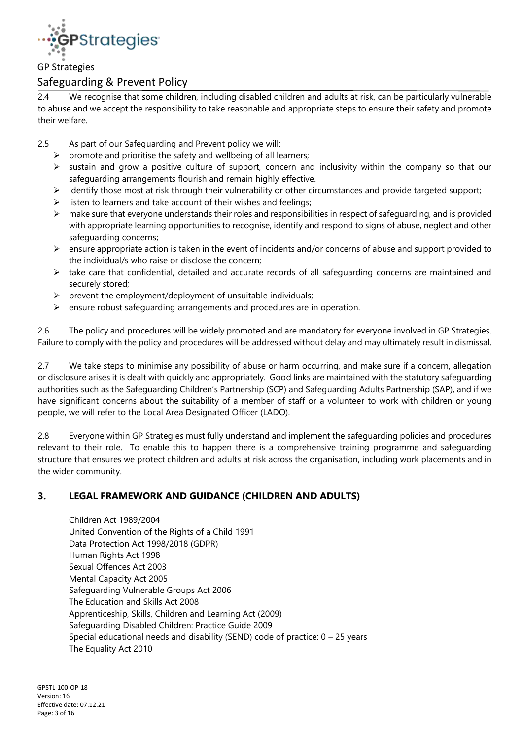2.4 We recognise that some children, including disabled children and adults at risk, can be particularly vulnerable to abuse and we accept the responsibility to take reasonable and appropriate steps to ensure their safety and promote their welfare.

2.5 As part of our Safeguarding and Prevent policy we will:

- promote and prioritise the safety and wellbeing of all learners;
- sustain and grow a positive culture of support, concern and inclusivity within the company so that our safeguarding arrangements flourish and remain highly effective.
- identify those most at risk through their vulnerability or other circumstances and provide targeted support;
- listen to learners and take account of their wishes and feelings;
- make sure that everyone understands their roles and responsibilities in respect of safeguarding, and is provided with appropriate learning opportunities to recognise, identify and respond to signs of abuse, neglect and other safeguarding concerns;
- ensure appropriate action is taken in the event of incidents and/or concerns of abuse and support provided to the individual/s who raise or disclose the concern;
- take care that confidential, detailed and accurate records of all safeguarding concerns are maintained and securely stored;
- prevent the employment/deployment of unsuitable individuals;
- ensure robust safeguarding arrangements and procedures are in operation.

2.6 The policy and procedures will be widely promoted and are mandatory for everyone involved in GP Strategies. Failure to comply with the policy and procedures will be addressed without delay and may ultimately result in dismissal.

2.7 We take steps to minimise any possibility of abuse or harm occurring, and make sure if a concern, allegation or disclosure arises it is dealt with quickly and appropriately. Good links are maintained with the statutory safeguarding authorities such as the Safeguarding Children's Partnership (SCP) and Safeguarding Adults Partnership (SAP), and if we have significant concerns about the suitability of a member of staff or a volunteer to work with children or young people, we will refer to the Local Area Designated Officer (LADO).

2.8 Everyone within GP Strategies must fully understand and implement the safeguarding policies and procedures relevant to their role. To enable this to happen there is a comprehensive training programme and safeguarding structure that ensures we protect children and adults at risk across the organisation, including work placements and in the wider community.

## 3. LEGAL FRAMEWORK AND GUIDANCE (CHILDREN AND ADULTS)

Children Act 1989/2004
United Convention of the Rights of a Child 1991
Data Protection Act 1998/2018 (GDPR)
Human Rights Act 1998
Sexual Offences Act 2003
Mental Capacity Act 2005
Safeguarding Vulnerable Groups Act 2006
The Education and Skills Act 2008
Apprenticeship, Skills, Children and Learning Act (2009)
Safeguarding Disabled Children: Practice Guide 2009
Special educational needs and disability (SEND) code of practice: 0 – 25 years
The Equality Act 2010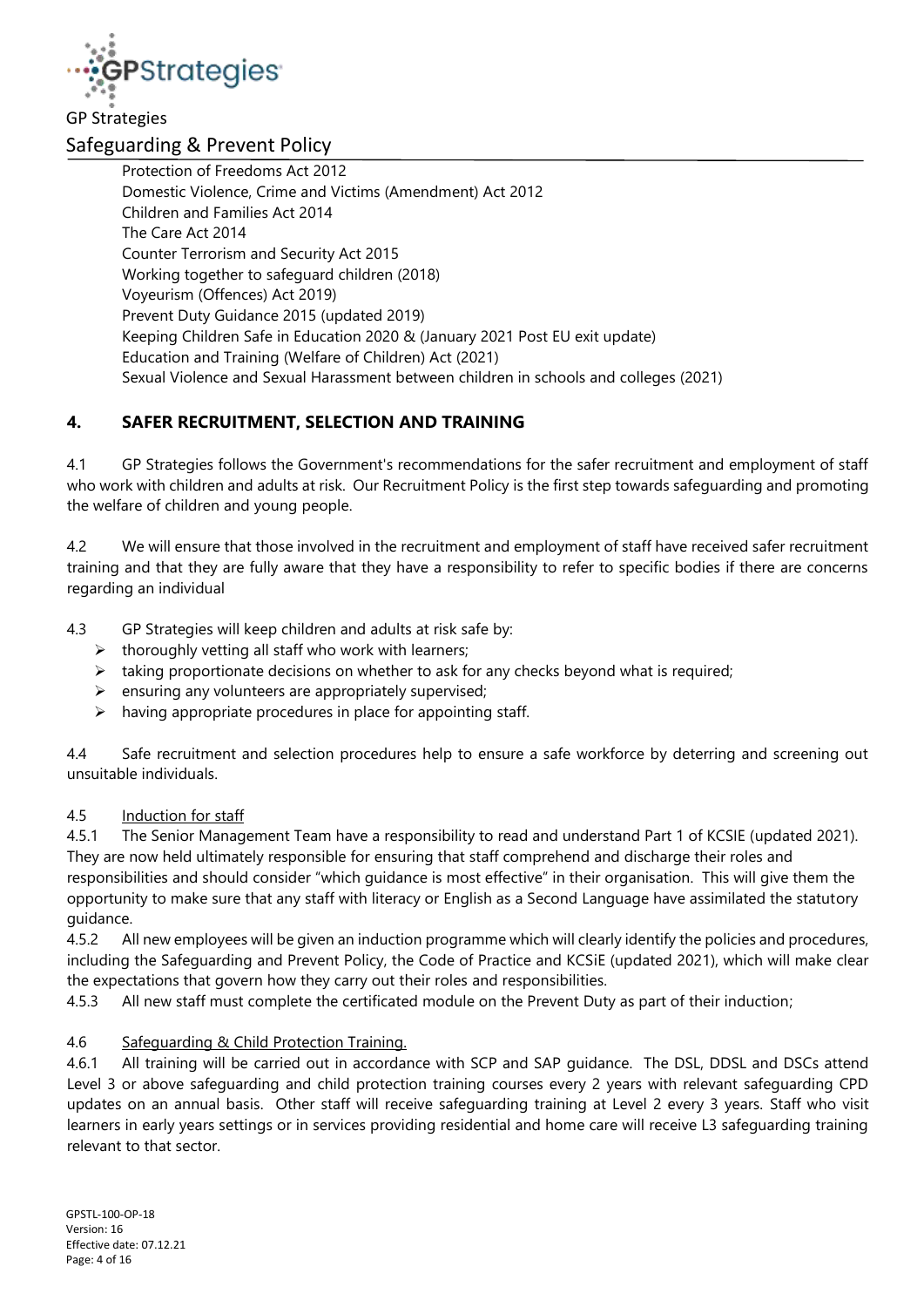Protection of Freedoms Act 2012
Domestic Violence, Crime and Victims (Amendment) Act 2012
Children and Families Act 2014
The Care Act 2014
Counter Terrorism and Security Act 2015
Working together to safeguard children (2018)
Voyeurism (Offences) Act 2019)
Prevent Duty Guidance 2015 (updated 2019)
Keeping Children Safe in Education 2020 & (January 2021 Post EU exit update)
Education and Training (Welfare of Children) Act (2021)
Sexual Violence and Sexual Harassment between children in schools and colleges (2021)

## 4. SAFER RECRUITMENT, SELECTION AND TRAINING

4.1 GP Strategies follows the Government's recommendations for the safer recruitment and employment of staff who work with children and adults at risk. Our Recruitment Policy is the first step towards safeguarding and promoting the welfare of children and young people.

4.2 We will ensure that those involved in the recruitment and employment of staff have received safer recruitment training and that they are fully aware that they have a responsibility to refer to specific bodies if there are concerns regarding an individual

4.3 GP Strategies will keep children and adults at risk safe by:

- thoroughly vetting all staff who work with learners;
- taking proportionate decisions on whether to ask for any checks beyond what is required;
- ensuring any volunteers are appropriately supervised;
- having appropriate procedures in place for appointing staff.

4.4 Safe recruitment and selection procedures help to ensure a safe workforce by deterring and screening out unsuitable individuals.

4.5 Induction for staff

4.5.1 The Senior Management Team have a responsibility to read and understand Part 1 of KCSIE (updated 2021). They are now held ultimately responsible for ensuring that staff comprehend and discharge their roles and responsibilities and should consider "which guidance is most effective" in their organisation. This will give them the opportunity to make sure that any staff with literacy or English as a Second Language have assimilated the statutory guidance.

4.5.2 All new employees will be given an induction programme which will clearly identify the policies and procedures, including the Safeguarding and Prevent Policy, the Code of Practice and KCSiE (updated 2021), which will make clear the expectations that govern how they carry out their roles and responsibilities.

4.5.3 All new staff must complete the certificated module on the Prevent Duty as part of their induction;

4.6 Safeguarding & Child Protection Training.

4.6.1 All training will be carried out in accordance with SCP and SAP guidance. The DSL, DDSL and DSCs attend Level 3 or above safeguarding and child protection training courses every 2 years with relevant safeguarding CPD updates on an annual basis. Other staff will receive safeguarding training at Level 2 every 3 years. Staff who visit learners in early years settings or in services providing residential and home care will receive L3 safeguarding training relevant to that sector.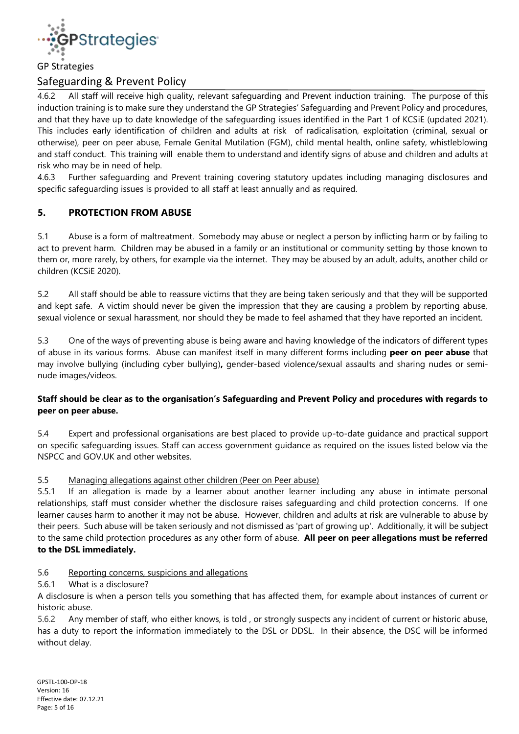4.6.2 All staff will receive high quality, relevant safeguarding and Prevent induction training. The purpose of this induction training is to make sure they understand the GP Strategies' Safeguarding and Prevent Policy and procedures, and that they have up to date knowledge of the safeguarding issues identified in the Part 1 of KCSiE (updated 2021). This includes early identification of children and adults at risk of radicalisation, exploitation (criminal, sexual or otherwise), peer on peer abuse, Female Genital Mutilation (FGM), child mental health, online safety, whistleblowing and staff conduct. This training will enable them to understand and identify signs of abuse and children and adults at risk who may be in need of help.

4.6.3 Further safeguarding and Prevent training covering statutory updates including managing disclosures and specific safeguarding issues is provided to all staff at least annually and as required.

## 5. PROTECTION FROM ABUSE

5.1 Abuse is a form of maltreatment. Somebody may abuse or neglect a person by inflicting harm or by failing to act to prevent harm. Children may be abused in a family or an institutional or community setting by those known to them or, more rarely, by others, for example via the internet. They may be abused by an adult, adults, another child or children (KCSiE 2020).

5.2 All staff should be able to reassure victims that they are being taken seriously and that they will be supported and kept safe. A victim should never be given the impression that they are causing a problem by reporting abuse, sexual violence or sexual harassment, nor should they be made to feel ashamed that they have reported an incident.

5.3 One of the ways of preventing abuse is being aware and having knowledge of the indicators of different types of abuse in its various forms. Abuse can manifest itself in many different forms including **peer on peer abuse** that may involve bullying (including cyber bullying)**,** gender-based violence/sexual assaults and sharing nudes or semi-nude images/videos.

**Staff should be clear as to the organisation's Safeguarding and Prevent Policy and procedures with regards to peer on peer abuse.**

5.4 Expert and professional organisations are best placed to provide up-to-date guidance and practical support on specific safeguarding issues. Staff can access government guidance as required on the issues listed below via the NSPCC and GOV.UK and other websites.

5.5 Managing allegations against other children (Peer on Peer abuse)

5.5.1 If an allegation is made by a learner about another learner including any abuse in intimate personal relationships, staff must consider whether the disclosure raises safeguarding and child protection concerns. If one learner causes harm to another it may not be abuse. However, children and adults at risk are vulnerable to abuse by their peers. Such abuse will be taken seriously and not dismissed as 'part of growing up'. Additionally, it will be subject to the same child protection procedures as any other form of abuse. **All peer on peer allegations must be referred to the DSL immediately.**

5.6 Reporting concerns, suspicions and allegations

5.6.1 What is a disclosure?

A disclosure is when a person tells you something that has affected them, for example about instances of current or historic abuse.

5.6.2 Any member of staff, who either knows, is told , or strongly suspects any incident of current or historic abuse, has a duty to report the information immediately to the DSL or DDSL. In their absence, the DSC will be informed without delay.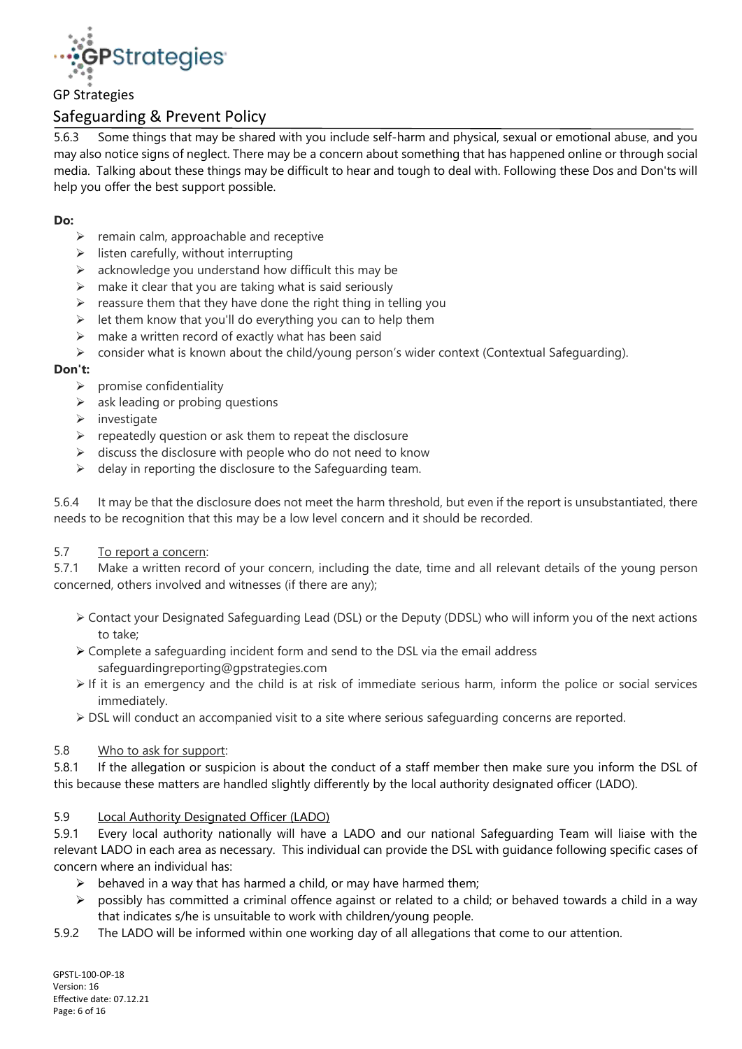5.6.3 Some things that may be shared with you include self-harm and physical, sexual or emotional abuse, and you may also notice signs of neglect. There may be a concern about something that has happened online or through social media. Talking about these things may be difficult to hear and tough to deal with. Following these Dos and Don'ts will help you offer the best support possible.

**Do:**

- remain calm, approachable and receptive
- listen carefully, without interrupting
- acknowledge you understand how difficult this may be
- make it clear that you are taking what is said seriously
- reassure them that they have done the right thing in telling you
- let them know that you'll do everything you can to help them
- make a written record of exactly what has been said
- consider what is known about the child/young person's wider context (Contextual Safeguarding).

**Don't:**

- promise confidentiality
- ask leading or probing questions
- investigate
- repeatedly question or ask them to repeat the disclosure
- discuss the disclosure with people who do not need to know
- delay in reporting the disclosure to the Safeguarding team.

5.6.4 It may be that the disclosure does not meet the harm threshold, but even if the report is unsubstantiated, there needs to be recognition that this may be a low level concern and it should be recorded.

5.7 To report a concern:

5.7.1 Make a written record of your concern, including the date, time and all relevant details of the young person concerned, others involved and witnesses (if there are any);

- Contact your Designated Safeguarding Lead (DSL) or the Deputy (DDSL) who will inform you of the next actions to take;
- Complete a safeguarding incident form and send to the DSL via the email address safeguardingreporting@gpstrategies.com
- If it is an emergency and the child is at risk of immediate serious harm, inform the police or social services immediately.
- DSL will conduct an accompanied visit to a site where serious safeguarding concerns are reported.

5.8 Who to ask for support:

5.8.1 If the allegation or suspicion is about the conduct of a staff member then make sure you inform the DSL of this because these matters are handled slightly differently by the local authority designated officer (LADO).

5.9 Local Authority Designated Officer (LADO)

5.9.1 Every local authority nationally will have a LADO and our national Safeguarding Team will liaise with the relevant LADO in each area as necessary. This individual can provide the DSL with guidance following specific cases of concern where an individual has:

- behaved in a way that has harmed a child, or may have harmed them;
- possibly has committed a criminal offence against or related to a child; or behaved towards a child in a way that indicates s/he is unsuitable to work with children/young people.

5.9.2 The LADO will be informed within one working day of all allegations that come to our attention.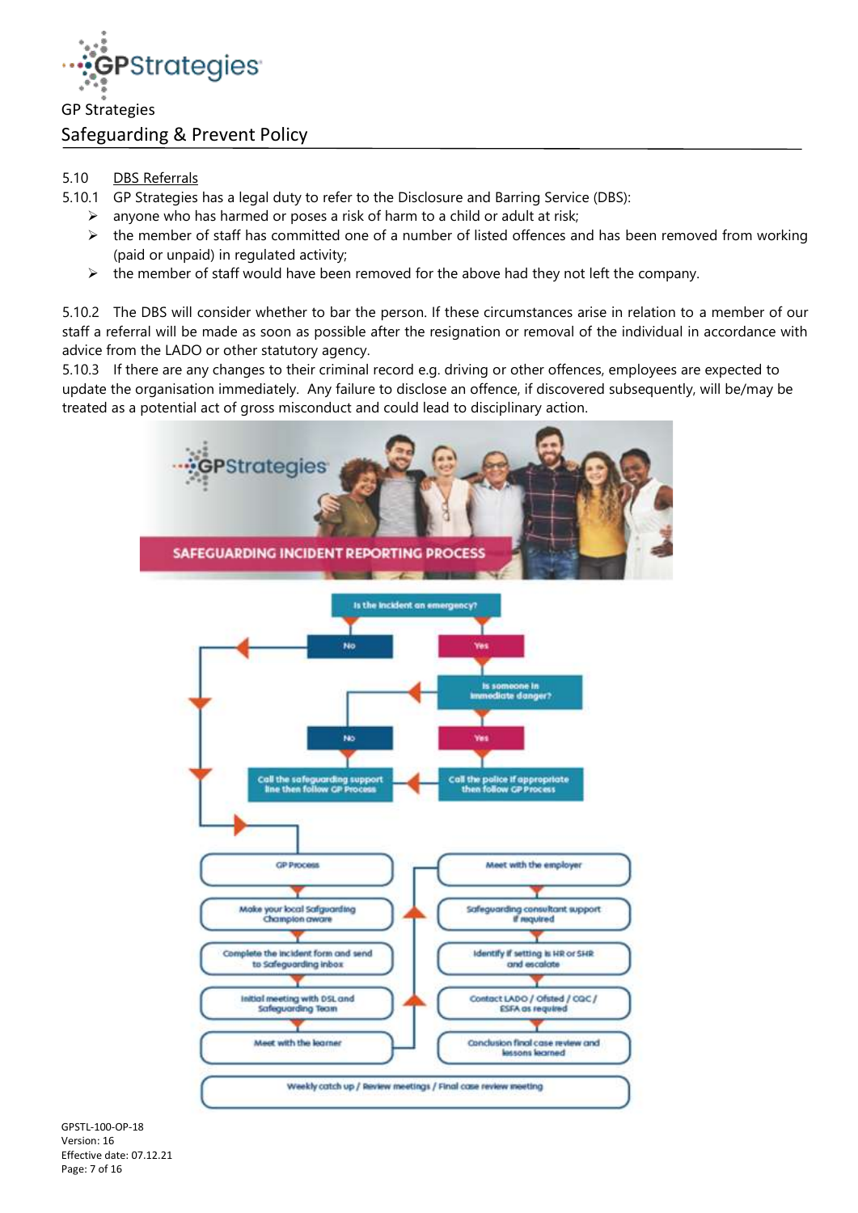5.10 DBS Referrals

5.10.1 GP Strategies has a legal duty to refer to the Disclosure and Barring Service (DBS):

- anyone who has harmed or poses a risk of harm to a child or adult at risk;
- the member of staff has committed one of a number of listed offences and has been removed from working (paid or unpaid) in regulated activity;
- the member of staff would have been removed for the above had they not left the company.

5.10.2 The DBS will consider whether to bar the person. If these circumstances arise in relation to a member of our staff a referral will be made as soon as possible after the resignation or removal of the individual in accordance with advice from the LADO or other statutory agency.

5.10.3 If there are any changes to their criminal record e.g. driving or other offences, employees are expected to update the organisation immediately. Any failure to disclose an offence, if discovered subsequently, will be/may be treated as a potential act of gross misconduct and could lead to disciplinary action.

**SAFEGUARDING INCIDENT REPORTING PROCESS**

Is the incident an emergency?

- No
- Yes
  - Is someone in immediate danger?
    - No → Call the safeguarding support line then follow GP Process
    - Yes → Call the police if appropriate then follow GP Process

GP Process:

1. Make your local Safeguarding Champion aware
2. Complete the incident form and send to Safeguarding inbox
3. Initial meeting with DSL and Safeguarding Team
4. Meet with the learner
5. Meet with the employer
6. Safeguarding consultant support if required
7. Identify if setting is HR or SHR and escalate
8. Contact LADO / Ofsted / CQC / ESFA as required
9. Conclusion final case review and lessons learned

Weekly catch up / Review meetings / Final case review meeting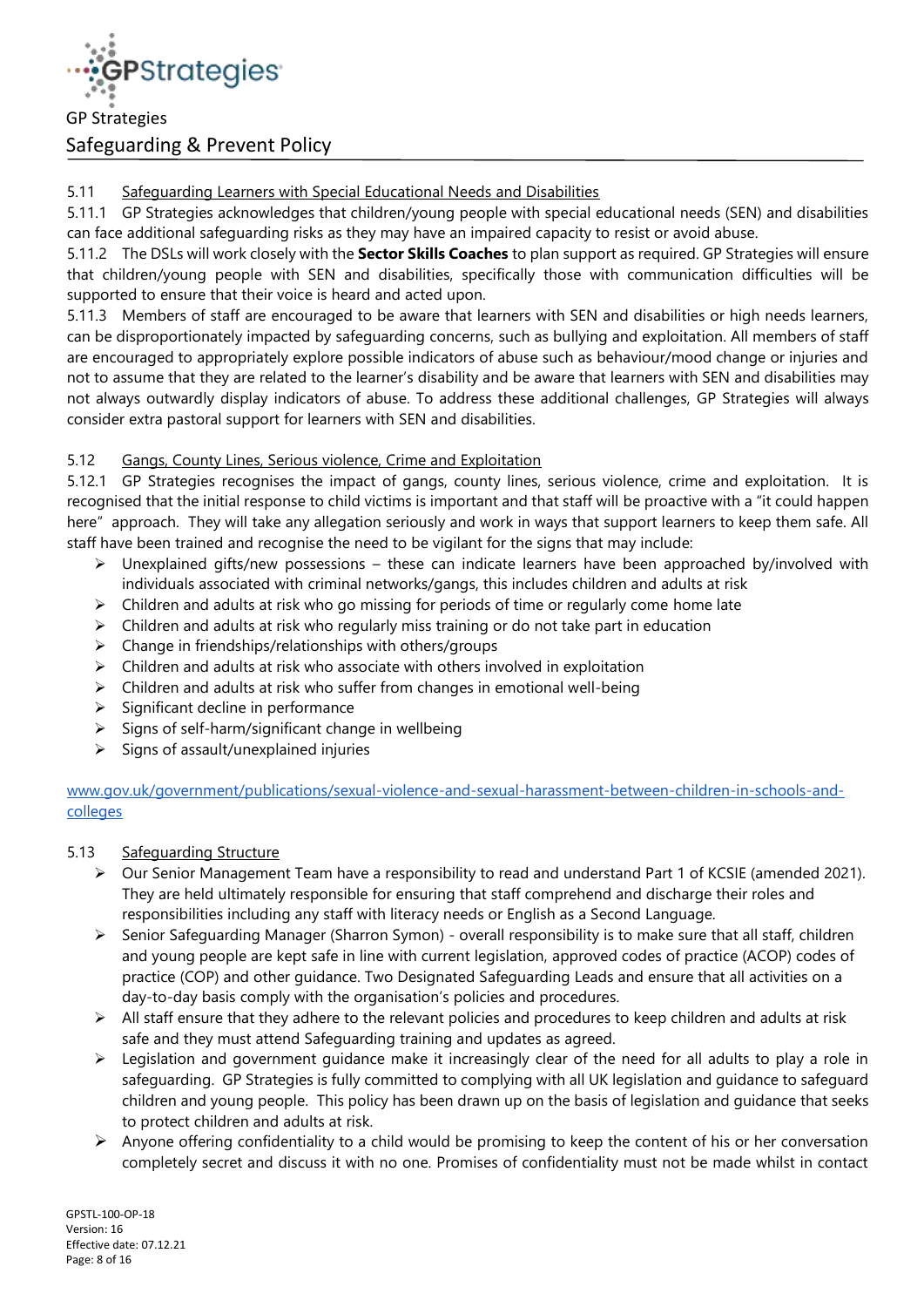5.11 Safeguarding Learners with Special Educational Needs and Disabilities

5.11.1 GP Strategies acknowledges that children/young people with special educational needs (SEN) and disabilities can face additional safeguarding risks as they may have an impaired capacity to resist or avoid abuse.

5.11.2 The DSLs will work closely with the **Sector Skills Coaches** to plan support as required. GP Strategies will ensure that children/young people with SEN and disabilities, specifically those with communication difficulties will be supported to ensure that their voice is heard and acted upon.

5.11.3 Members of staff are encouraged to be aware that learners with SEN and disabilities or high needs learners, can be disproportionately impacted by safeguarding concerns, such as bullying and exploitation. All members of staff are encouraged to appropriately explore possible indicators of abuse such as behaviour/mood change or injuries and not to assume that they are related to the learner's disability and be aware that learners with SEN and disabilities may not always outwardly display indicators of abuse. To address these additional challenges, GP Strategies will always consider extra pastoral support for learners with SEN and disabilities.

5.12 Gangs, County Lines, Serious violence, Crime and Exploitation

5.12.1 GP Strategies recognises the impact of gangs, county lines, serious violence, crime and exploitation. It is recognised that the initial response to child victims is important and that staff will be proactive with a "it could happen here" approach. They will take any allegation seriously and work in ways that support learners to keep them safe. All staff have been trained and recognise the need to be vigilant for the signs that may include:

- Unexplained gifts/new possessions – these can indicate learners have been approached by/involved with individuals associated with criminal networks/gangs, this includes children and adults at risk
- Children and adults at risk who go missing for periods of time or regularly come home late
- Children and adults at risk who regularly miss training or do not take part in education
- Change in friendships/relationships with others/groups
- Children and adults at risk who associate with others involved in exploitation
- Children and adults at risk who suffer from changes in emotional well-being
- Significant decline in performance
- Signs of self-harm/significant change in wellbeing
- Signs of assault/unexplained injuries

[www.gov.uk/government/publications/sexual-violence-and-sexual-harassment-between-children-in-schools-and-colleges](www.gov.uk/government/publications/sexual-violence-and-sexual-harassment-between-children-in-schools-and-colleges)

5.13 Safeguarding Structure

- Our Senior Management Team have a responsibility to read and understand Part 1 of KCSIE (amended 2021). They are held ultimately responsible for ensuring that staff comprehend and discharge their roles and responsibilities including any staff with literacy needs or English as a Second Language.
- Senior Safeguarding Manager (Sharron Symon) - overall responsibility is to make sure that all staff, children and young people are kept safe in line with current legislation, approved codes of practice (ACOP) codes of practice (COP) and other guidance. Two Designated Safeguarding Leads and ensure that all activities on a day-to-day basis comply with the organisation's policies and procedures.
- All staff ensure that they adhere to the relevant policies and procedures to keep children and adults at risk safe and they must attend Safeguarding training and updates as agreed.
- Legislation and government guidance make it increasingly clear of the need for all adults to play a role in safeguarding. GP Strategies is fully committed to complying with all UK legislation and guidance to safeguard children and young people. This policy has been drawn up on the basis of legislation and guidance that seeks to protect children and adults at risk.
- Anyone offering confidentiality to a child would be promising to keep the content of his or her conversation completely secret and discuss it with no one. Promises of confidentiality must not be made whilst in contact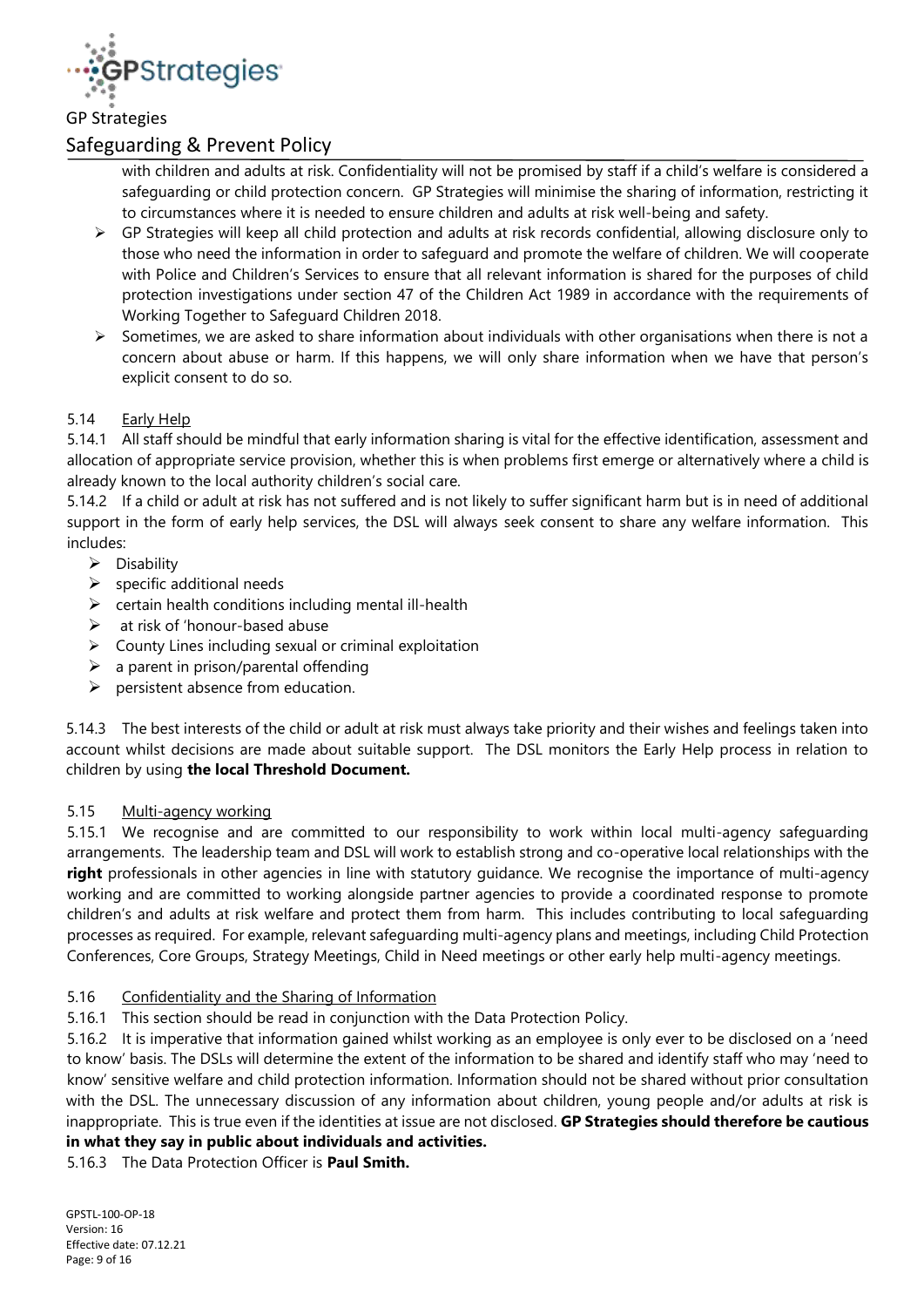with children and adults at risk. Confidentiality will not be promised by staff if a child's welfare is considered a safeguarding or child protection concern. GP Strategies will minimise the sharing of information, restricting it to circumstances where it is needed to ensure children and adults at risk well-being and safety.

- GP Strategies will keep all child protection and adults at risk records confidential, allowing disclosure only to those who need the information in order to safeguard and promote the welfare of children. We will cooperate with Police and Children's Services to ensure that all relevant information is shared for the purposes of child protection investigations under section 47 of the Children Act 1989 in accordance with the requirements of Working Together to Safeguard Children 2018.
- Sometimes, we are asked to share information about individuals with other organisations when there is not a concern about abuse or harm. If this happens, we will only share information when we have that person's explicit consent to do so.

5.14 Early Help

5.14.1 All staff should be mindful that early information sharing is vital for the effective identification, assessment and allocation of appropriate service provision, whether this is when problems first emerge or alternatively where a child is already known to the local authority children's social care.

5.14.2 If a child or adult at risk has not suffered and is not likely to suffer significant harm but is in need of additional support in the form of early help services, the DSL will always seek consent to share any welfare information. This includes:

- Disability
- specific additional needs
- certain health conditions including mental ill-health
- at risk of 'honour-based abuse
- County Lines including sexual or criminal exploitation
- a parent in prison/parental offending
- persistent absence from education.

5.14.3 The best interests of the child or adult at risk must always take priority and their wishes and feelings taken into account whilst decisions are made about suitable support. The DSL monitors the Early Help process in relation to children by using **the local Threshold Document.**

5.15 Multi-agency working

5.15.1 We recognise and are committed to our responsibility to work within local multi-agency safeguarding arrangements. The leadership team and DSL will work to establish strong and co-operative local relationships with the **right** professionals in other agencies in line with statutory guidance. We recognise the importance of multi-agency working and are committed to working alongside partner agencies to provide a coordinated response to promote children's and adults at risk welfare and protect them from harm. This includes contributing to local safeguarding processes as required. For example, relevant safeguarding multi-agency plans and meetings, including Child Protection Conferences, Core Groups, Strategy Meetings, Child in Need meetings or other early help multi-agency meetings.

5.16 Confidentiality and the Sharing of Information

5.16.1 This section should be read in conjunction with the Data Protection Policy.

5.16.2 It is imperative that information gained whilst working as an employee is only ever to be disclosed on a 'need to know' basis. The DSLs will determine the extent of the information to be shared and identify staff who may 'need to know' sensitive welfare and child protection information. Information should not be shared without prior consultation with the DSL. The unnecessary discussion of any information about children, young people and/or adults at risk is inappropriate. This is true even if the identities at issue are not disclosed. **GP Strategies should therefore be cautious in what they say in public about individuals and activities.**

5.16.3 The Data Protection Officer is **Paul Smith.**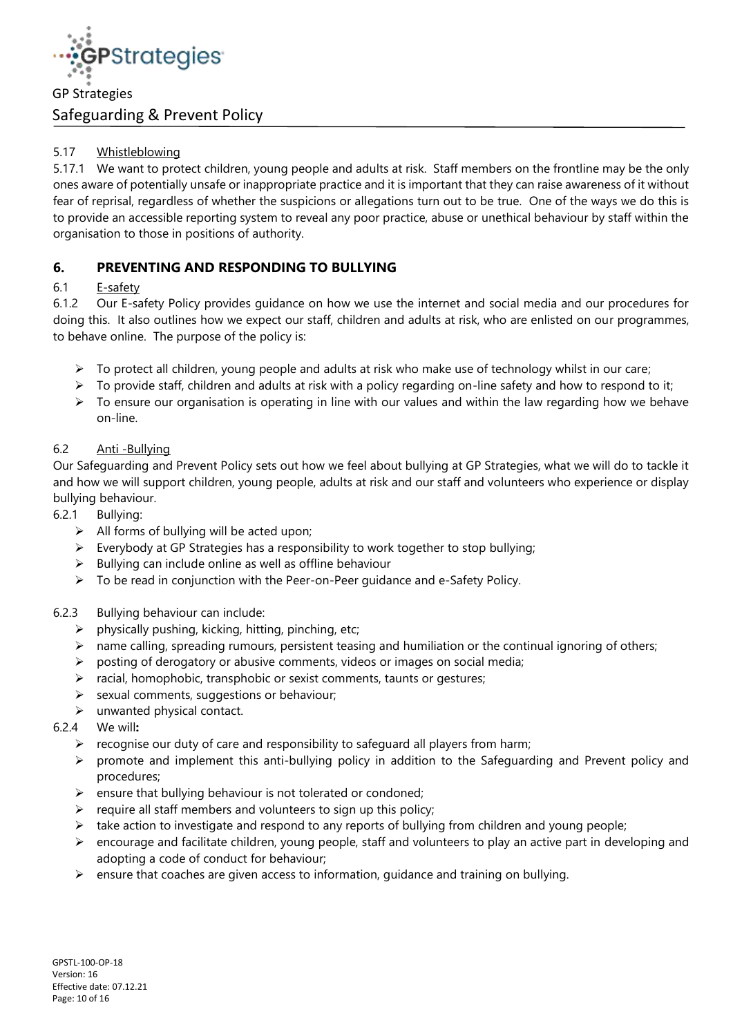5.17 Whistleblowing

5.17.1 We want to protect children, young people and adults at risk. Staff members on the frontline may be the only ones aware of potentially unsafe or inappropriate practice and it is important that they can raise awareness of it without fear of reprisal, regardless of whether the suspicions or allegations turn out to be true. One of the ways we do this is to provide an accessible reporting system to reveal any poor practice, abuse or unethical behaviour by staff within the organisation to those in positions of authority.

## 6. PREVENTING AND RESPONDING TO BULLYING

6.1 E-safety

6.1.2 Our E-safety Policy provides guidance on how we use the internet and social media and our procedures for doing this. It also outlines how we expect our staff, children and adults at risk, who are enlisted on our programmes, to behave online. The purpose of the policy is:

- To protect all children, young people and adults at risk who make use of technology whilst in our care;
- To provide staff, children and adults at risk with a policy regarding on-line safety and how to respond to it;
- To ensure our organisation is operating in line with our values and within the law regarding how we behave on-line.

6.2 Anti -Bullying

Our Safeguarding and Prevent Policy sets out how we feel about bullying at GP Strategies, what we will do to tackle it and how we will support children, young people, adults at risk and our staff and volunteers who experience or display bullying behaviour.

6.2.1 Bullying:

- All forms of bullying will be acted upon;
- Everybody at GP Strategies has a responsibility to work together to stop bullying;
- Bullying can include online as well as offline behaviour
- To be read in conjunction with the Peer-on-Peer guidance and e-Safety Policy.

6.2.3 Bullying behaviour can include:

- physically pushing, kicking, hitting, pinching, etc;
- name calling, spreading rumours, persistent teasing and humiliation or the continual ignoring of others;
- posting of derogatory or abusive comments, videos or images on social media;
- racial, homophobic, transphobic or sexist comments, taunts or gestures;
- sexual comments, suggestions or behaviour;
- unwanted physical contact.

6.2.4 We will**:**

- recognise our duty of care and responsibility to safeguard all players from harm;
- promote and implement this anti-bullying policy in addition to the Safeguarding and Prevent policy and procedures;
- ensure that bullying behaviour is not tolerated or condoned;
- require all staff members and volunteers to sign up this policy;
- take action to investigate and respond to any reports of bullying from children and young people;
- encourage and facilitate children, young people, staff and volunteers to play an active part in developing and adopting a code of conduct for behaviour;
- ensure that coaches are given access to information, guidance and training on bullying.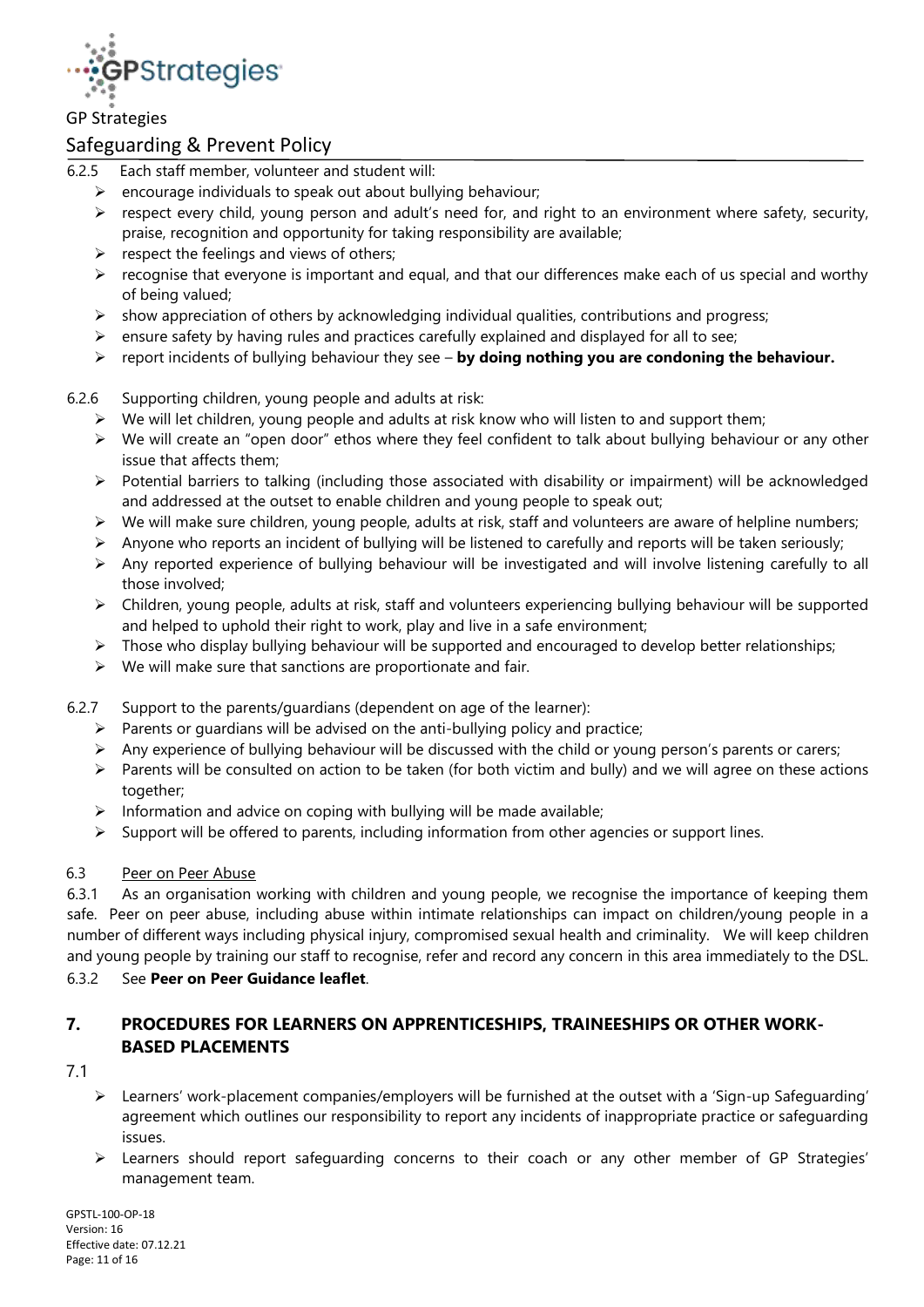6.2.5 Each staff member, volunteer and student will:

- encourage individuals to speak out about bullying behaviour;
- respect every child, young person and adult's need for, and right to an environment where safety, security, praise, recognition and opportunity for taking responsibility are available;
- respect the feelings and views of others;
- recognise that everyone is important and equal, and that our differences make each of us special and worthy of being valued;
- show appreciation of others by acknowledging individual qualities, contributions and progress;
- ensure safety by having rules and practices carefully explained and displayed for all to see;
- report incidents of bullying behaviour they see – **by doing nothing you are condoning the behaviour.**

6.2.6 Supporting children, young people and adults at risk:

- We will let children, young people and adults at risk know who will listen to and support them;
- We will create an "open door" ethos where they feel confident to talk about bullying behaviour or any other issue that affects them;
- Potential barriers to talking (including those associated with disability or impairment) will be acknowledged and addressed at the outset to enable children and young people to speak out;
- We will make sure children, young people, adults at risk, staff and volunteers are aware of helpline numbers;
- Anyone who reports an incident of bullying will be listened to carefully and reports will be taken seriously;
- Any reported experience of bullying behaviour will be investigated and will involve listening carefully to all those involved;
- Children, young people, adults at risk, staff and volunteers experiencing bullying behaviour will be supported and helped to uphold their right to work, play and live in a safe environment;
- Those who display bullying behaviour will be supported and encouraged to develop better relationships;
- We will make sure that sanctions are proportionate and fair.

6.2.7 Support to the parents/guardians (dependent on age of the learner):

- Parents or guardians will be advised on the anti-bullying policy and practice;
- Any experience of bullying behaviour will be discussed with the child or young person's parents or carers;
- Parents will be consulted on action to be taken (for both victim and bully) and we will agree on these actions together;
- Information and advice on coping with bullying will be made available;
- Support will be offered to parents, including information from other agencies or support lines.

6.3 Peer on Peer Abuse

6.3.1 As an organisation working with children and young people, we recognise the importance of keeping them safe. Peer on peer abuse, including abuse within intimate relationships can impact on children/young people in a number of different ways including physical injury, compromised sexual health and criminality. We will keep children and young people by training our staff to recognise, refer and record any concern in this area immediately to the DSL.

6.3.2 See **Peer on Peer Guidance leaflet**.

## 7. PROCEDURES FOR LEARNERS ON APPRENTICESHIPS, TRAINEESHIPS OR OTHER WORK-BASED PLACEMENTS

7.1

- Learners' work-placement companies/employers will be furnished at the outset with a 'Sign-up Safeguarding' agreement which outlines our responsibility to report any incidents of inappropriate practice or safeguarding issues.
- Learners should report safeguarding concerns to their coach or any other member of GP Strategies' management team.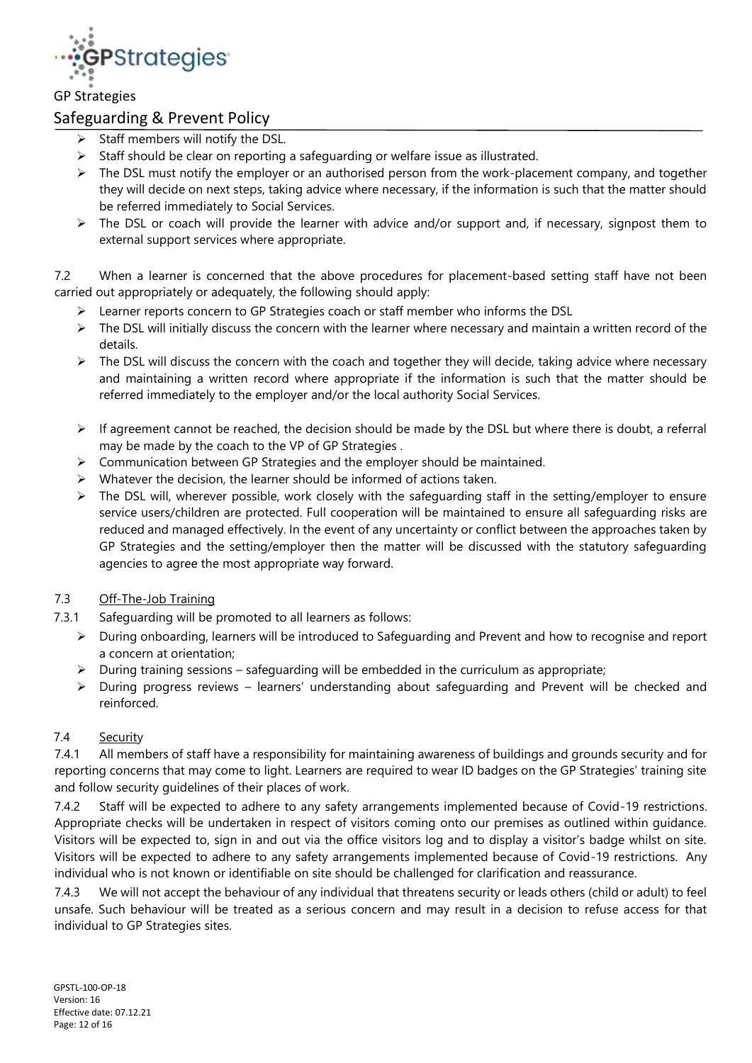- Staff members will notify the DSL.
- Staff should be clear on reporting a safeguarding or welfare issue as illustrated.
- The DSL must notify the employer or an authorised person from the work-placement company, and together they will decide on next steps, taking advice where necessary, if the information is such that the matter should be referred immediately to Social Services.
- The DSL or coach will provide the learner with advice and/or support and, if necessary, signpost them to external support services where appropriate.

7.2 When a learner is concerned that the above procedures for placement-based setting staff have not been carried out appropriately or adequately, the following should apply:

- Learner reports concern to GP Strategies coach or staff member who informs the DSL
- The DSL will initially discuss the concern with the learner where necessary and maintain a written record of the details.
- The DSL will discuss the concern with the coach and together they will decide, taking advice where necessary and maintaining a written record where appropriate if the information is such that the matter should be referred immediately to the employer and/or the local authority Social Services.
- If agreement cannot be reached, the decision should be made by the DSL but where there is doubt, a referral may be made by the coach to the VP of GP Strategies .
- Communication between GP Strategies and the employer should be maintained.
- Whatever the decision, the learner should be informed of actions taken.
- The DSL will, wherever possible, work closely with the safeguarding staff in the setting/employer to ensure service users/children are protected. Full cooperation will be maintained to ensure all safeguarding risks are reduced and managed effectively. In the event of any uncertainty or conflict between the approaches taken by GP Strategies and the setting/employer then the matter will be discussed with the statutory safeguarding agencies to agree the most appropriate way forward.

### 7.3 Off-The-Job Training

7.3.1 Safeguarding will be promoted to all learners as follows:

- During onboarding, learners will be introduced to Safeguarding and Prevent and how to recognise and report a concern at orientation;
- During training sessions – safeguarding will be embedded in the curriculum as appropriate;
- During progress reviews – learners' understanding about safeguarding and Prevent will be checked and reinforced.

### 7.4 Security

7.4.1 All members of staff have a responsibility for maintaining awareness of buildings and grounds security and for reporting concerns that may come to light. Learners are required to wear ID badges on the GP Strategies' training site and follow security guidelines of their places of work.

7.4.2 Staff will be expected to adhere to any safety arrangements implemented because of Covid-19 restrictions. Appropriate checks will be undertaken in respect of visitors coming onto our premises as outlined within guidance. Visitors will be expected to, sign in and out via the office visitors log and to display a visitor's badge whilst on site. Visitors will be expected to adhere to any safety arrangements implemented because of Covid-19 restrictions. Any individual who is not known or identifiable on site should be challenged for clarification and reassurance.

7.4.3 We will not accept the behaviour of any individual that threatens security or leads others (child or adult) to feel unsafe. Such behaviour will be treated as a serious concern and may result in a decision to refuse access for that individual to GP Strategies sites.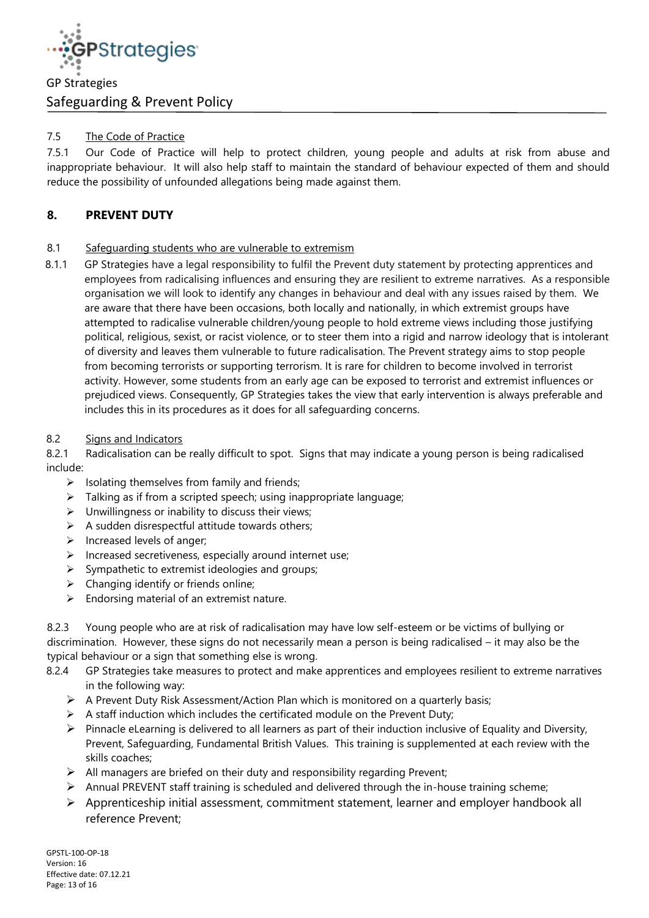7.5 The Code of Practice

7.5.1 Our Code of Practice will help to protect children, young people and adults at risk from abuse and inappropriate behaviour. It will also help staff to maintain the standard of behaviour expected of them and should reduce the possibility of unfounded allegations being made against them.

## 8. PREVENT DUTY

8.1 Safeguarding students who are vulnerable to extremism

8.1.1 GP Strategies have a legal responsibility to fulfil the Prevent duty statement by protecting apprentices and employees from radicalising influences and ensuring they are resilient to extreme narratives. As a responsible organisation we will look to identify any changes in behaviour and deal with any issues raised by them. We are aware that there have been occasions, both locally and nationally, in which extremist groups have attempted to radicalise vulnerable children/young people to hold extreme views including those justifying political, religious, sexist, or racist violence, or to steer them into a rigid and narrow ideology that is intolerant of diversity and leaves them vulnerable to future radicalisation. The Prevent strategy aims to stop people from becoming terrorists or supporting terrorism. It is rare for children to become involved in terrorist activity. However, some students from an early age can be exposed to terrorist and extremist influences or prejudiced views. Consequently, GP Strategies takes the view that early intervention is always preferable and includes this in its procedures as it does for all safeguarding concerns.

8.2 Signs and Indicators

8.2.1 Radicalisation can be really difficult to spot. Signs that may indicate a young person is being radicalised include:

- Isolating themselves from family and friends;
- Talking as if from a scripted speech; using inappropriate language;
- Unwillingness or inability to discuss their views;
- A sudden disrespectful attitude towards others;
- Increased levels of anger;
- Increased secretiveness, especially around internet use;
- Sympathetic to extremist ideologies and groups;
- Changing identify or friends online;
- Endorsing material of an extremist nature.

8.2.3 Young people who are at risk of radicalisation may have low self-esteem or be victims of bullying or discrimination. However, these signs do not necessarily mean a person is being radicalised – it may also be the typical behaviour or a sign that something else is wrong.

8.2.4 GP Strategies take measures to protect and make apprentices and employees resilient to extreme narratives in the following way:

- A Prevent Duty Risk Assessment/Action Plan which is monitored on a quarterly basis;
- A staff induction which includes the certificated module on the Prevent Duty;
- Pinnacle eLearning is delivered to all learners as part of their induction inclusive of Equality and Diversity, Prevent, Safeguarding, Fundamental British Values. This training is supplemented at each review with the skills coaches;
- All managers are briefed on their duty and responsibility regarding Prevent;
- Annual PREVENT staff training is scheduled and delivered through the in-house training scheme;
- Apprenticeship initial assessment, commitment statement, learner and employer handbook all reference Prevent;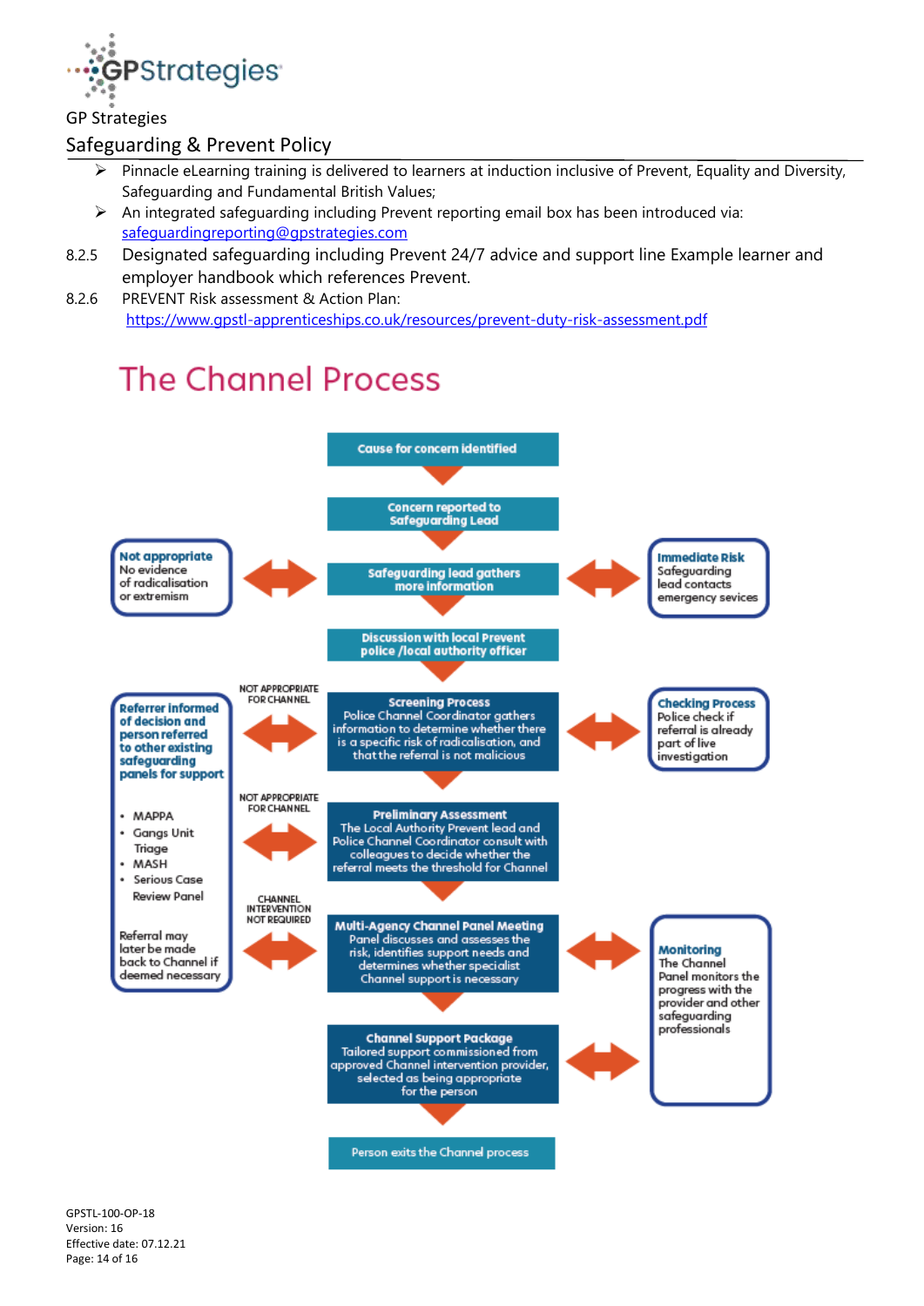- Pinnacle eLearning training is delivered to learners at induction inclusive of Prevent, Equality and Diversity, Safeguarding and Fundamental British Values;
- An integrated safeguarding including Prevent reporting email box has been introduced via: safeguardingreporting@gpstrategies.com

8.2.5 Designated safeguarding including Prevent 24/7 advice and support line Example learner and employer handbook which references Prevent.

8.2.6 PREVENT Risk assessment & Action Plan: https://www.gpstl-apprenticeships.co.uk/resources/prevent-duty-risk-assessment.pdf

# The Channel Process

**Cause for concern identified**

↓

**Concern reported to Safeguarding Lead**

↓

**Safeguarding lead gathers more information**

- ↔ **Not appropriate** No evidence of radicalisation or extremism
- ↔ **Immediate Risk** Safeguarding lead contacts emergency sevices

↓

**Discussion with local Prevent police /local authority officer**

↓

**Screening Process** Police Channel Coordinator gathers information to determine whether there is a specific risk of radicalisation, and that the referral is not malicious

- ↔ (NOT APPROPRIATE FOR CHANNEL) **Referrer informed of decision and person referred to other existing safeguarding panels for support**
- ↔ **Checking Process** Police check if referral is already part of live investigation

↓

**Preliminary Assessment** The Local Authority Prevent lead and Police Channel Coordinator consult with colleagues to decide whether the referral meets the threshold for Channel

- ↔ (NOT APPROPRIATE FOR CHANNEL) **Referrer informed of decision and person referred to other existing safeguarding panels for support**

↓

**Multi-Agency Channel Panel Meeting** Panel discusses and assesses the risk, identifies support needs and determines whether specialist Channel support is necessary

- ↔ (CHANNEL INTERVENTION NOT REQUIRED) **Referrer informed of decision and person referred to other existing safeguarding panels for support**
- ↔ **Monitoring** The Channel Panel monitors the progress with the provider and other safeguarding professionals

↓

**Channel Support Package** Tailored support commissioned from approved Channel intervention provider, selected as being appropriate for the person

- ↔ **Monitoring** The Channel Panel monitors the progress with the provider and other safeguarding professionals

↓

**Person exits the Channel process**

**Referrer informed of decision and person referred to other existing safeguarding panels for support**

- MAPPA
- Gangs Unit Triage
- MASH
- Serious Case Review Panel

Referral may later be made back to Channel if deemed necessary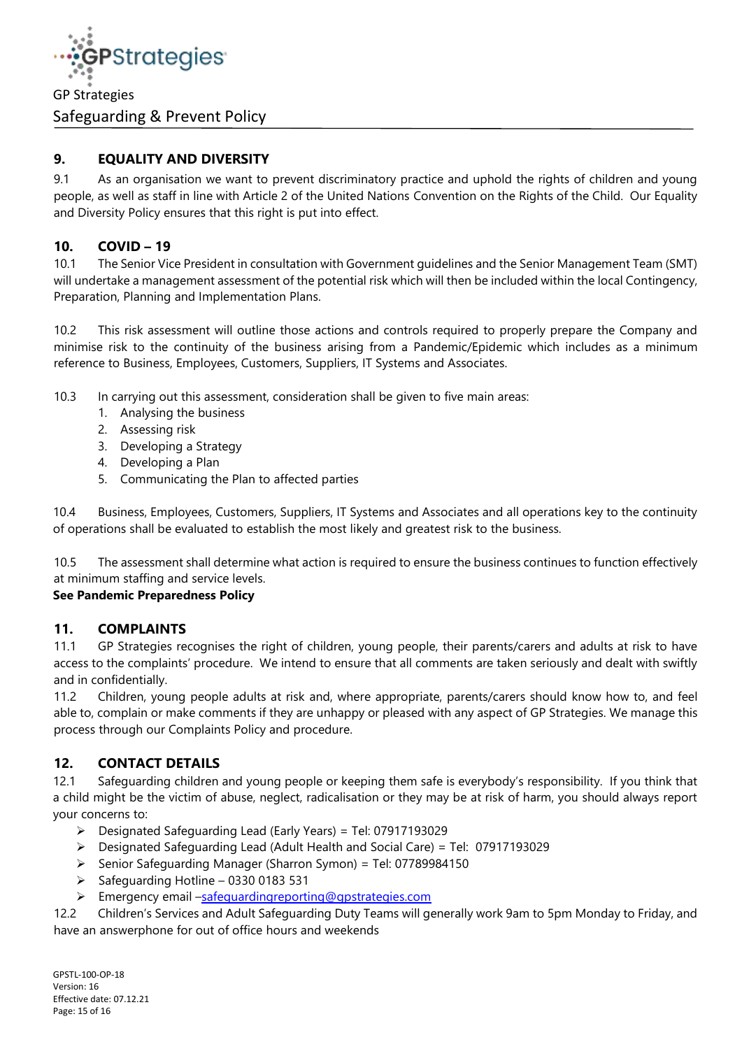## 9. EQUALITY AND DIVERSITY

9.1 As an organisation we want to prevent discriminatory practice and uphold the rights of children and young people, as well as staff in line with Article 2 of the United Nations Convention on the Rights of the Child. Our Equality and Diversity Policy ensures that this right is put into effect.

## 10. COVID – 19

10.1 The Senior Vice President in consultation with Government guidelines and the Senior Management Team (SMT) will undertake a management assessment of the potential risk which will then be included within the local Contingency, Preparation, Planning and Implementation Plans.

10.2 This risk assessment will outline those actions and controls required to properly prepare the Company and minimise risk to the continuity of the business arising from a Pandemic/Epidemic which includes as a minimum reference to Business, Employees, Customers, Suppliers, IT Systems and Associates.

10.3 In carrying out this assessment, consideration shall be given to five main areas:

1. Analysing the business
2. Assessing risk
3. Developing a Strategy
4. Developing a Plan
5. Communicating the Plan to affected parties

10.4 Business, Employees, Customers, Suppliers, IT Systems and Associates and all operations key to the continuity of operations shall be evaluated to establish the most likely and greatest risk to the business.

10.5 The assessment shall determine what action is required to ensure the business continues to function effectively at minimum staffing and service levels.

**See Pandemic Preparedness Policy**

## 11. COMPLAINTS

11.1 GP Strategies recognises the right of children, young people, their parents/carers and adults at risk to have access to the complaints' procedure. We intend to ensure that all comments are taken seriously and dealt with swiftly and in confidentially.

11.2 Children, young people adults at risk and, where appropriate, parents/carers should know how to, and feel able to, complain or make comments if they are unhappy or pleased with any aspect of GP Strategies. We manage this process through our Complaints Policy and procedure.

## 12. CONTACT DETAILS

12.1 Safeguarding children and young people or keeping them safe is everybody's responsibility. If you think that a child might be the victim of abuse, neglect, radicalisation or they may be at risk of harm, you should always report your concerns to:

- Designated Safeguarding Lead (Early Years) = Tel: 07917193029
- Designated Safeguarding Lead (Adult Health and Social Care) = Tel: 07917193029
- Senior Safeguarding Manager (Sharron Symon) = Tel: 07789984150
- Safeguarding Hotline – 0330 0183 531
- Emergency email –safeguardingreporting@gpstrategies.com

12.2 Children's Services and Adult Safeguarding Duty Teams will generally work 9am to 5pm Monday to Friday, and have an answerphone for out of office hours and weekends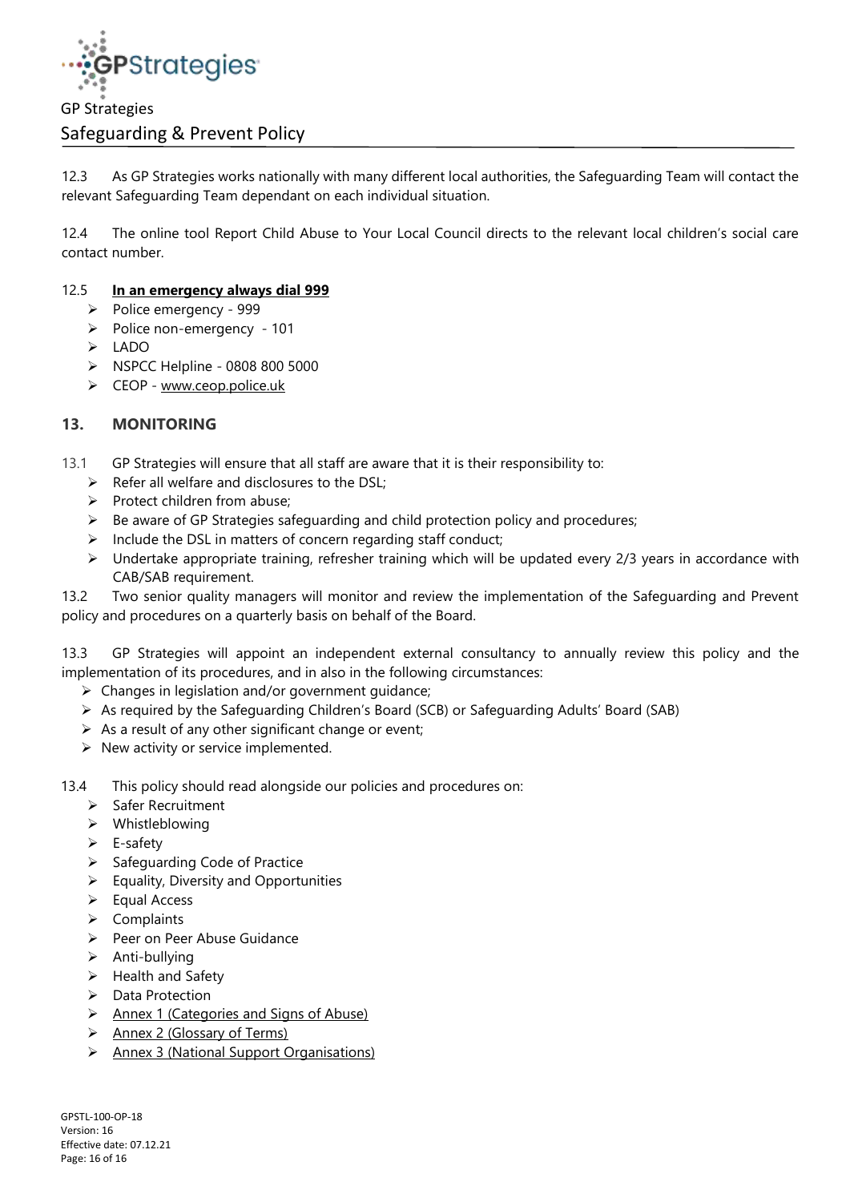12.3 As GP Strategies works nationally with many different local authorities, the Safeguarding Team will contact the relevant Safeguarding Team dependant on each individual situation.

12.4 The online tool Report Child Abuse to Your Local Council directs to the relevant local children's social care contact number.

12.5 **In an emergency always dial 999**

- Police emergency - 999
- Police non-emergency - 101
- LADO
- NSPCC Helpline - 0808 800 5000
- CEOP - www.ceop.police.uk

## 13. MONITORING

13.1 GP Strategies will ensure that all staff are aware that it is their responsibility to:

- Refer all welfare and disclosures to the DSL;
- Protect children from abuse;
- Be aware of GP Strategies safeguarding and child protection policy and procedures;
- Include the DSL in matters of concern regarding staff conduct;
- Undertake appropriate training, refresher training which will be updated every 2/3 years in accordance with CAB/SAB requirement.

13.2 Two senior quality managers will monitor and review the implementation of the Safeguarding and Prevent policy and procedures on a quarterly basis on behalf of the Board.

13.3 GP Strategies will appoint an independent external consultancy to annually review this policy and the implementation of its procedures, and in also in the following circumstances:

- Changes in legislation and/or government guidance;
- As required by the Safeguarding Children's Board (SCB) or Safeguarding Adults' Board (SAB)
- As a result of any other significant change or event;
- New activity or service implemented.

13.4 This policy should read alongside our policies and procedures on:

- Safer Recruitment
- Whistleblowing
- E-safety
- Safeguarding Code of Practice
- Equality, Diversity and Opportunities
- Equal Access
- Complaints
- Peer on Peer Abuse Guidance
- Anti-bullying
- Health and Safety
- Data Protection
- Annex 1 (Categories and Signs of Abuse)
- Annex 2 (Glossary of Terms)
- Annex 3 (National Support Organisations)

GPSTL-100-OP-18
Version: 16
Effective date: 07.12.21